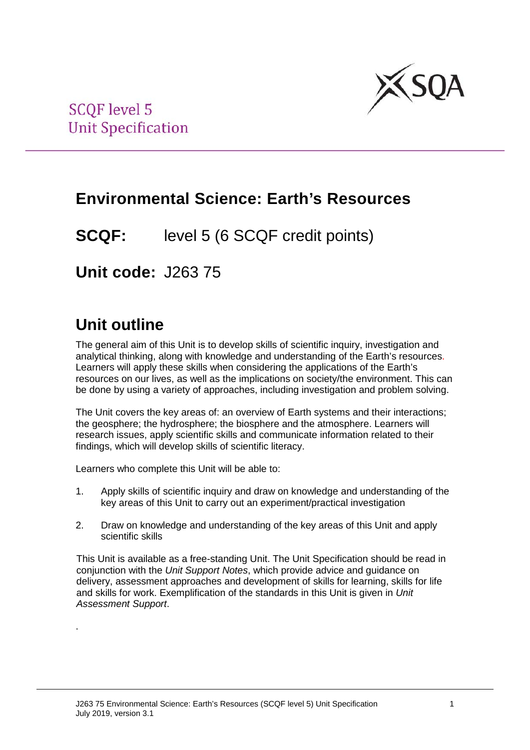SCQF level 5
Unit Specification

# Environmental Science: Earth's Resources

**SCQF:** level 5 (6 SCQF credit points)

**Unit code:** J263 75

## Unit outline

The general aim of this Unit is to develop skills of scientific inquiry, investigation and analytical thinking, along with knowledge and understanding of the Earth's resources. Learners will apply these skills when considering the applications of the Earth's resources on our lives, as well as the implications on society/the environment. This can be done by using a variety of approaches, including investigation and problem solving.

The Unit covers the key areas of: an overview of Earth systems and their interactions; the geosphere; the hydrosphere; the biosphere and the atmosphere. Learners will research issues, apply scientific skills and communicate information related to their findings, which will develop skills of scientific literacy.

Learners who complete this Unit will be able to:

1. Apply skills of scientific inquiry and draw on knowledge and understanding of the key areas of this Unit to carry out an experiment/practical investigation
2. Draw on knowledge and understanding of the key areas of this Unit and apply scientific skills

This Unit is available as a free-standing Unit. The Unit Specification should be read in conjunction with the *Unit Support Notes*, which provide advice and guidance on delivery, assessment approaches and development of skills for learning, skills for life and skills for work. Exemplification of the standards in this Unit is given in *Unit Assessment Support*.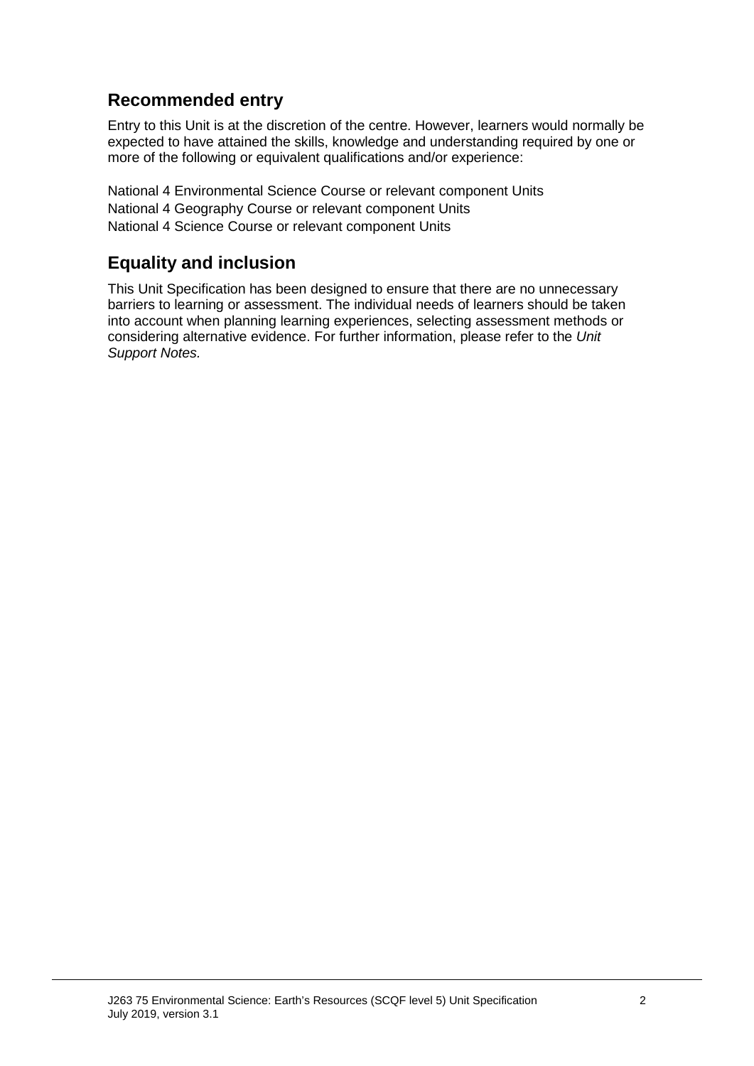## Recommended entry

Entry to this Unit is at the discretion of the centre. However, learners would normally be expected to have attained the skills, knowledge and understanding required by one or more of the following or equivalent qualifications and/or experience:

National 4 Environmental Science Course or relevant component Units
National 4 Geography Course or relevant component Units
National 4 Science Course or relevant component Units

## Equality and inclusion

This Unit Specification has been designed to ensure that there are no unnecessary barriers to learning or assessment. The individual needs of learners should be taken into account when planning learning experiences, selecting assessment methods or considering alternative evidence. For further information, please refer to the *Unit Support Notes.*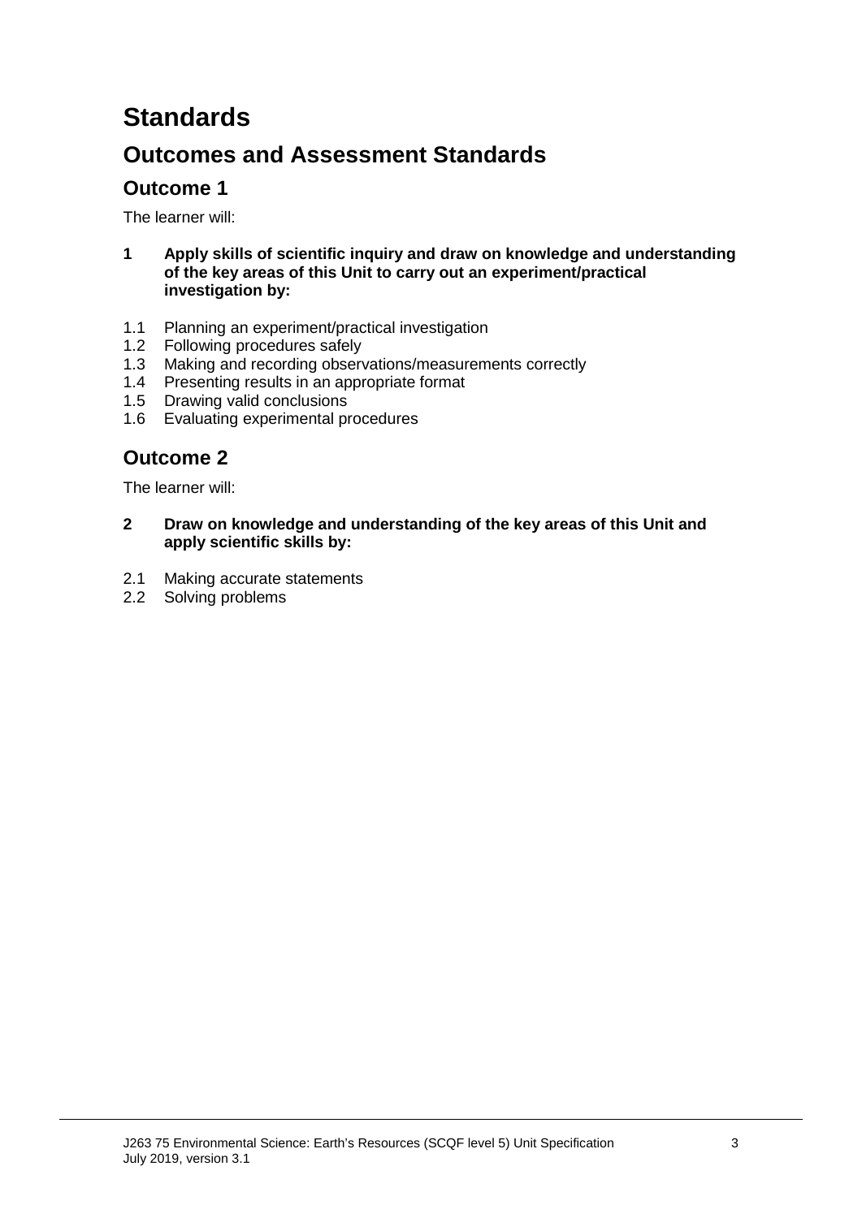# Standards

## Outcomes and Assessment Standards

### Outcome 1

The learner will:

**1 Apply skills of scientific inquiry and draw on knowledge and understanding of the key areas of this Unit to carry out an experiment/practical investigation by:**

1.1 Planning an experiment/practical investigation
1.2 Following procedures safely
1.3 Making and recording observations/measurements correctly
1.4 Presenting results in an appropriate format
1.5 Drawing valid conclusions
1.6 Evaluating experimental procedures

### Outcome 2

The learner will:

**2 Draw on knowledge and understanding of the key areas of this Unit and apply scientific skills by:**

2.1 Making accurate statements
2.2 Solving problems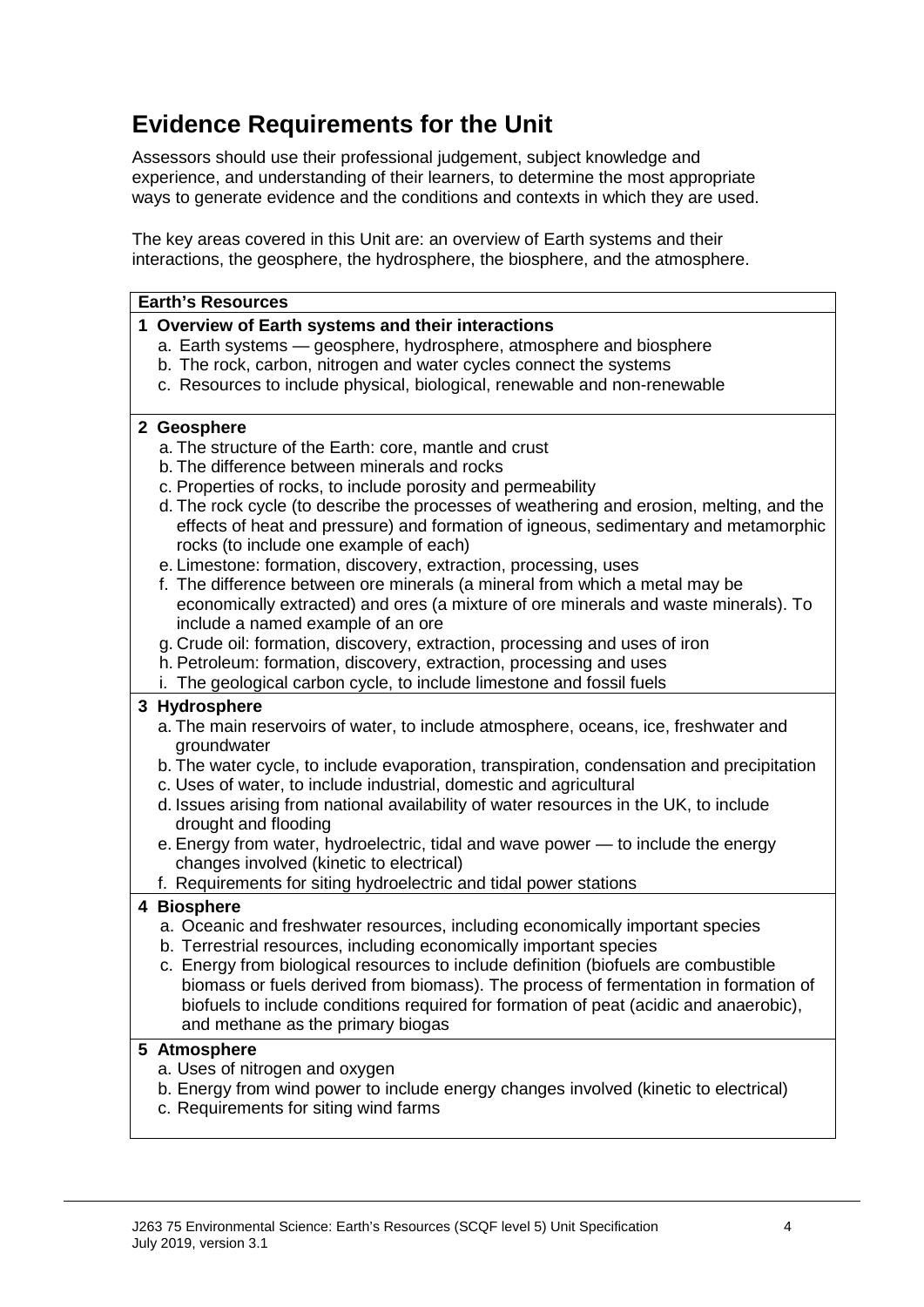## Evidence Requirements for the Unit

Assessors should use their professional judgement, subject knowledge and experience, and understanding of their learners, to determine the most appropriate ways to generate evidence and the conditions and contexts in which they are used.

The key areas covered in this Unit are: an overview of Earth systems and their interactions, the geosphere, the hydrosphere, the biosphere, and the atmosphere.

| **Earth's Resources** |
|---|
| **1 Overview of Earth systems and their interactions**<br>a. Earth systems — geosphere, hydrosphere, atmosphere and biosphere<br>b. The rock, carbon, nitrogen and water cycles connect the systems<br>c. Resources to include physical, biological, renewable and non-renewable |
| **2 Geosphere**<br>a. The structure of the Earth: core, mantle and crust<br>b. The difference between minerals and rocks<br>c. Properties of rocks, to include porosity and permeability<br>d. The rock cycle (to describe the processes of weathering and erosion, melting, and the effects of heat and pressure) and formation of igneous, sedimentary and metamorphic rocks (to include one example of each)<br>e. Limestone: formation, discovery, extraction, processing, uses<br>f. The difference between ore minerals (a mineral from which a metal may be economically extracted) and ores (a mixture of ore minerals and waste minerals). To include a named example of an ore<br>g. Crude oil: formation, discovery, extraction, processing and uses of iron<br>h. Petroleum: formation, discovery, extraction, processing and uses<br>i. The geological carbon cycle, to include limestone and fossil fuels |
| **3 Hydrosphere**<br>a. The main reservoirs of water, to include atmosphere, oceans, ice, freshwater and groundwater<br>b. The water cycle, to include evaporation, transpiration, condensation and precipitation<br>c. Uses of water, to include industrial, domestic and agricultural<br>d. Issues arising from national availability of water resources in the UK, to include drought and flooding<br>e. Energy from water, hydroelectric, tidal and wave power — to include the energy changes involved (kinetic to electrical)<br>f. Requirements for siting hydroelectric and tidal power stations |
| **4 Biosphere**<br>a. Oceanic and freshwater resources, including economically important species<br>b. Terrestrial resources, including economically important species<br>c. Energy from biological resources to include definition (biofuels are combustible biomass or fuels derived from biomass). The process of fermentation in formation of biofuels to include conditions required for formation of peat (acidic and anaerobic), and methane as the primary biogas |
| **5 Atmosphere**<br>a. Uses of nitrogen and oxygen<br>b. Energy from wind power to include energy changes involved (kinetic to electrical)<br>c. Requirements for siting wind farms |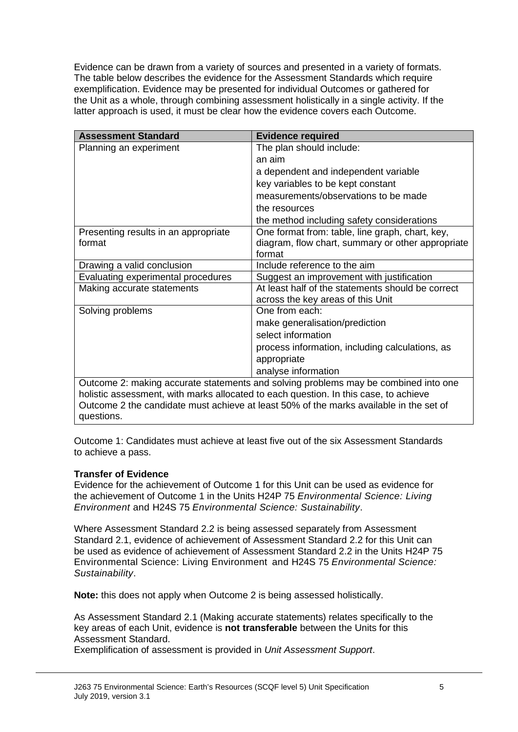Evidence can be drawn from a variety of sources and presented in a variety of formats. The table below describes the evidence for the Assessment Standards which require exemplification. Evidence may be presented for individual Outcomes or gathered for the Unit as a whole, through combining assessment holistically in a single activity. If the latter approach is used, it must be clear how the evidence covers each Outcome.

| Assessment Standard | Evidence required |
|---|---|
| Planning an experiment | The plan should include:<br>an aim<br>a dependent and independent variable<br>key variables to be kept constant<br>measurements/observations to be made<br>the resources<br>the method including safety considerations |
| Presenting results in an appropriate format | One format from: table, line graph, chart, key, diagram, flow chart, summary or other appropriate format |
| Drawing a valid conclusion | Include reference to the aim |
| Evaluating experimental procedures | Suggest an improvement with justification |
| Making accurate statements | At least half of the statements should be correct across the key areas of this Unit |
| Solving problems | One from each:<br>make generalisation/prediction<br>select information<br>process information, including calculations, as appropriate<br>analyse information |
| Outcome 2: making accurate statements and solving problems may be combined into one holistic assessment, with marks allocated to each question. In this case, to achieve Outcome 2 the candidate must achieve at least 50% of the marks available in the set of questions. | |

Outcome 1: Candidates must achieve at least five out of the six Assessment Standards to achieve a pass.

**Transfer of Evidence**

Evidence for the achievement of Outcome 1 for this Unit can be used as evidence for the achievement of Outcome 1 in the Units H24P 75 *Environmental Science: Living Environment* and H24S 75 *Environmental Science: Sustainability*.

Where Assessment Standard 2.2 is being assessed separately from Assessment Standard 2.1, evidence of achievement of Assessment Standard 2.2 for this Unit can be used as evidence of achievement of Assessment Standard 2.2 in the Units H24P 75 Environmental Science: Living Environment and H24S 75 *Environmental Science: Sustainability*.

**Note:** this does not apply when Outcome 2 is being assessed holistically.

As Assessment Standard 2.1 (Making accurate statements) relates specifically to the key areas of each Unit, evidence is **not transferable** between the Units for this Assessment Standard.
Exemplification of assessment is provided in *Unit Assessment Support*.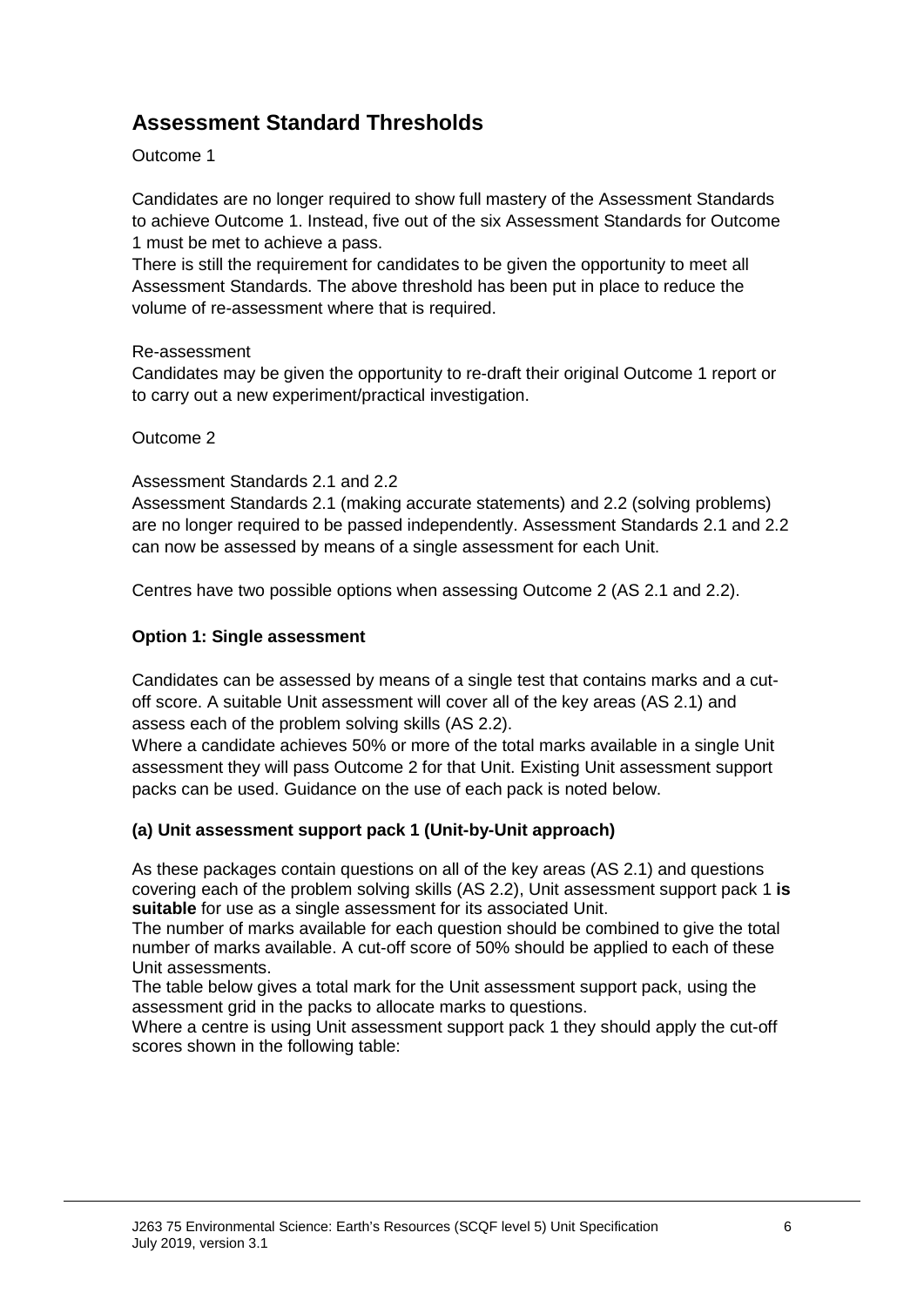## Assessment Standard Thresholds

Outcome 1

Candidates are no longer required to show full mastery of the Assessment Standards to achieve Outcome 1. Instead, five out of the six Assessment Standards for Outcome 1 must be met to achieve a pass.

There is still the requirement for candidates to be given the opportunity to meet all Assessment Standards. The above threshold has been put in place to reduce the volume of re-assessment where that is required.

Re-assessment

Candidates may be given the opportunity to re-draft their original Outcome 1 report or to carry out a new experiment/practical investigation.

Outcome 2

Assessment Standards 2.1 and 2.2

Assessment Standards 2.1 (making accurate statements) and 2.2 (solving problems) are no longer required to be passed independently. Assessment Standards 2.1 and 2.2 can now be assessed by means of a single assessment for each Unit.

Centres have two possible options when assessing Outcome 2 (AS 2.1 and 2.2).

**Option 1: Single assessment**

Candidates can be assessed by means of a single test that contains marks and a cut-off score. A suitable Unit assessment will cover all of the key areas (AS 2.1) and assess each of the problem solving skills (AS 2.2).

Where a candidate achieves 50% or more of the total marks available in a single Unit assessment they will pass Outcome 2 for that Unit. Existing Unit assessment support packs can be used. Guidance on the use of each pack is noted below.

**(a) Unit assessment support pack 1 (Unit-by-Unit approach)**

As these packages contain questions on all of the key areas (AS 2.1) and questions covering each of the problem solving skills (AS 2.2), Unit assessment support pack 1 **is suitable** for use as a single assessment for its associated Unit.

The number of marks available for each question should be combined to give the total number of marks available. A cut-off score of 50% should be applied to each of these Unit assessments.

The table below gives a total mark for the Unit assessment support pack, using the assessment grid in the packs to allocate marks to questions.

Where a centre is using Unit assessment support pack 1 they should apply the cut-off scores shown in the following table: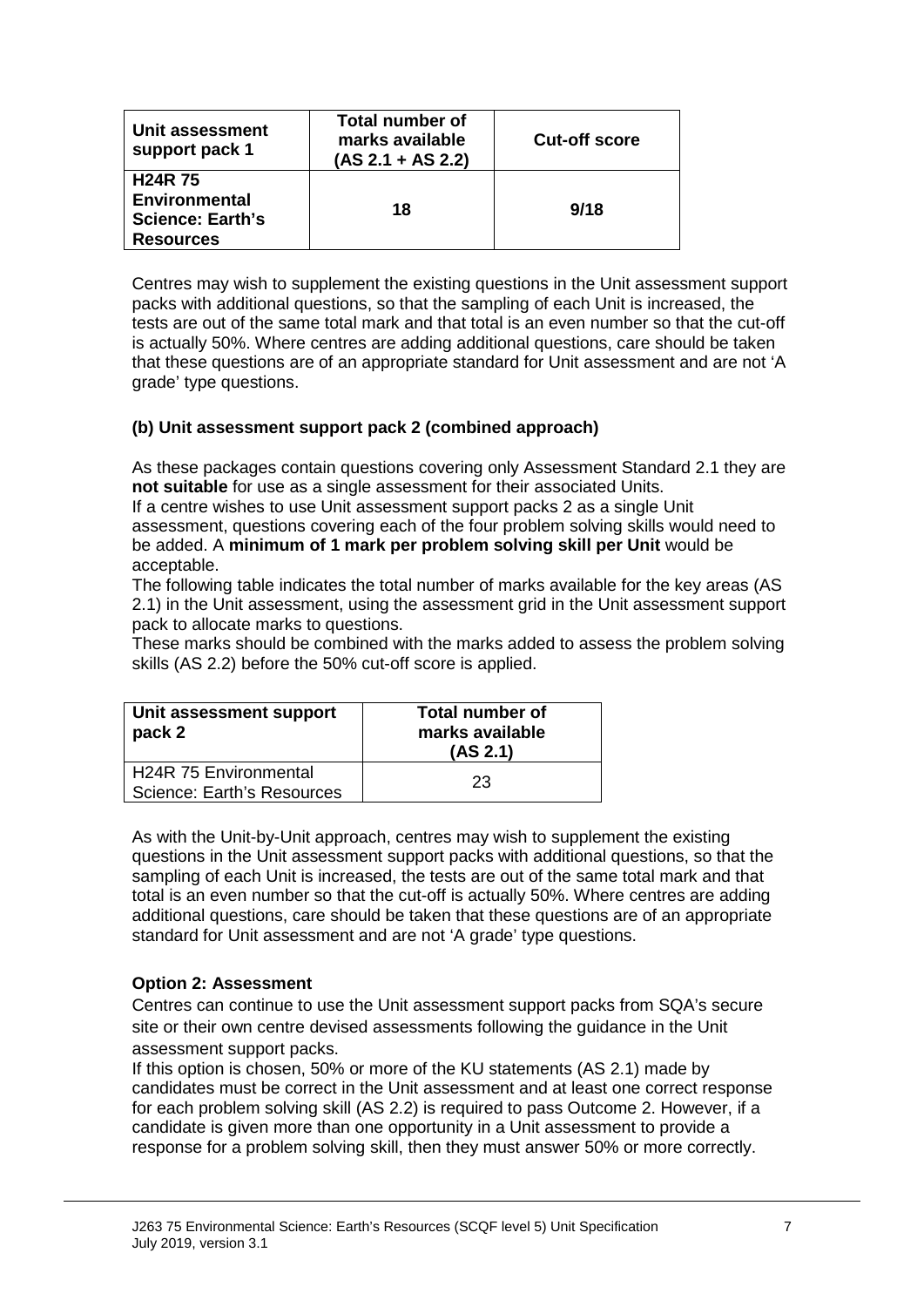| Unit assessment support pack 1 | Total number of marks available (AS 2.1 + AS 2.2) | Cut-off score |
|---|---|---|
| **H24R 75 Environmental Science: Earth's Resources** | **18** | **9/18** |

Centres may wish to supplement the existing questions in the Unit assessment support packs with additional questions, so that the sampling of each Unit is increased, the tests are out of the same total mark and that total is an even number so that the cut-off is actually 50%. Where centres are adding additional questions, care should be taken that these questions are of an appropriate standard for Unit assessment and are not 'A grade' type questions.

**(b) Unit assessment support pack 2 (combined approach)**

As these packages contain questions covering only Assessment Standard 2.1 they are **not suitable** for use as a single assessment for their associated Units.

If a centre wishes to use Unit assessment support packs 2 as a single Unit assessment, questions covering each of the four problem solving skills would need to be added. A **minimum of 1 mark per problem solving skill per Unit** would be acceptable.

The following table indicates the total number of marks available for the key areas (AS 2.1) in the Unit assessment, using the assessment grid in the Unit assessment support pack to allocate marks to questions.

These marks should be combined with the marks added to assess the problem solving skills (AS 2.2) before the 50% cut-off score is applied.

| Unit assessment support pack 2 | Total number of marks available (AS 2.1) |
|---|---|
| H24R 75 Environmental Science: Earth's Resources | 23 |

As with the Unit-by-Unit approach, centres may wish to supplement the existing questions in the Unit assessment support packs with additional questions, so that the sampling of each Unit is increased, the tests are out of the same total mark and that total is an even number so that the cut-off is actually 50%. Where centres are adding additional questions, care should be taken that these questions are of an appropriate standard for Unit assessment and are not 'A grade' type questions.

**Option 2: Assessment**

Centres can continue to use the Unit assessment support packs from SQA's secure site or their own centre devised assessments following the guidance in the Unit assessment support packs.

If this option is chosen, 50% or more of the KU statements (AS 2.1) made by candidates must be correct in the Unit assessment and at least one correct response for each problem solving skill (AS 2.2) is required to pass Outcome 2. However, if a candidate is given more than one opportunity in a Unit assessment to provide a response for a problem solving skill, then they must answer 50% or more correctly.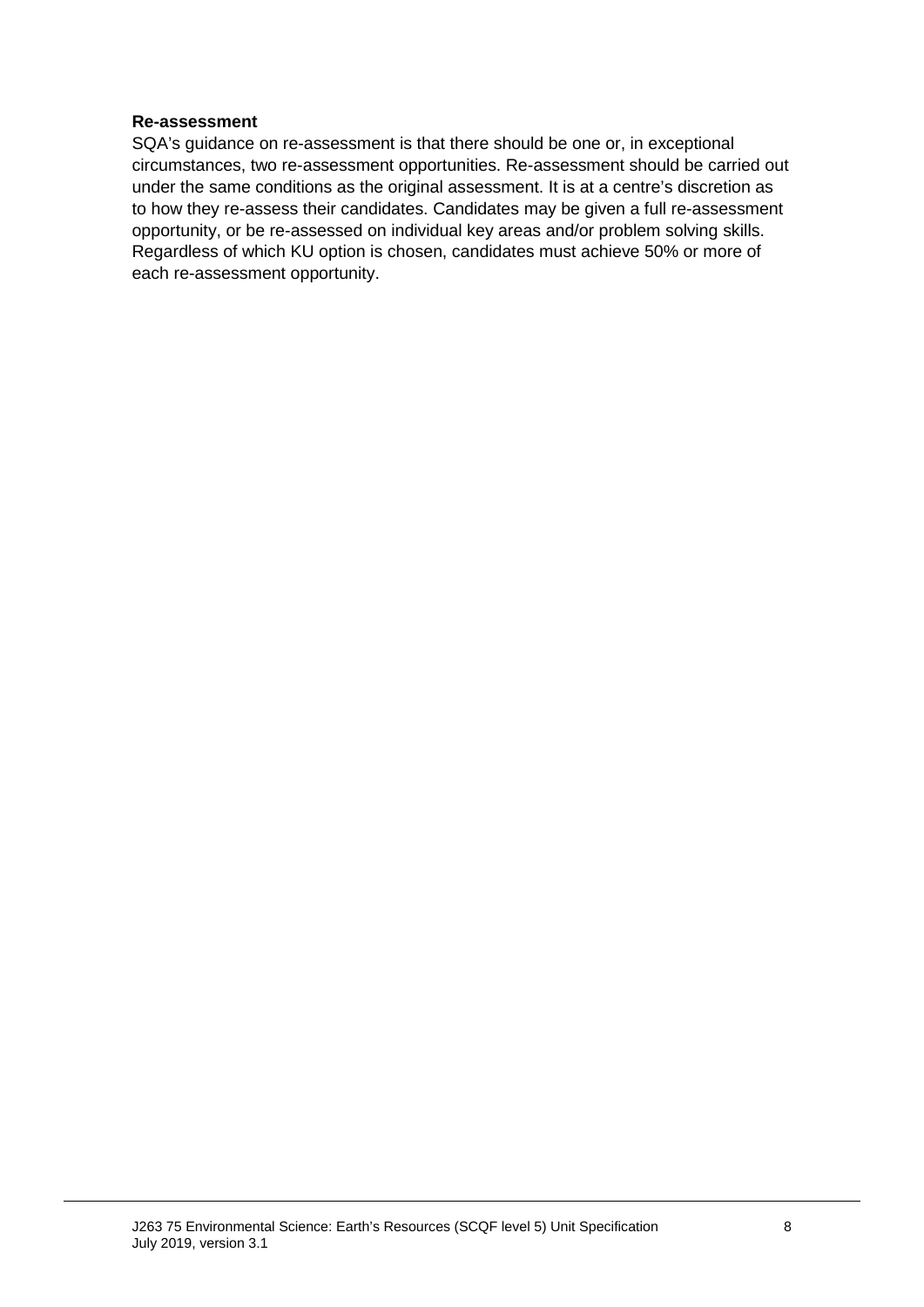**Re-assessment**

SQA's guidance on re-assessment is that there should be one or, in exceptional circumstances, two re-assessment opportunities. Re-assessment should be carried out under the same conditions as the original assessment. It is at a centre's discretion as to how they re-assess their candidates. Candidates may be given a full re-assessment opportunity, or be re-assessed on individual key areas and/or problem solving skills. Regardless of which KU option is chosen, candidates must achieve 50% or more of each re-assessment opportunity.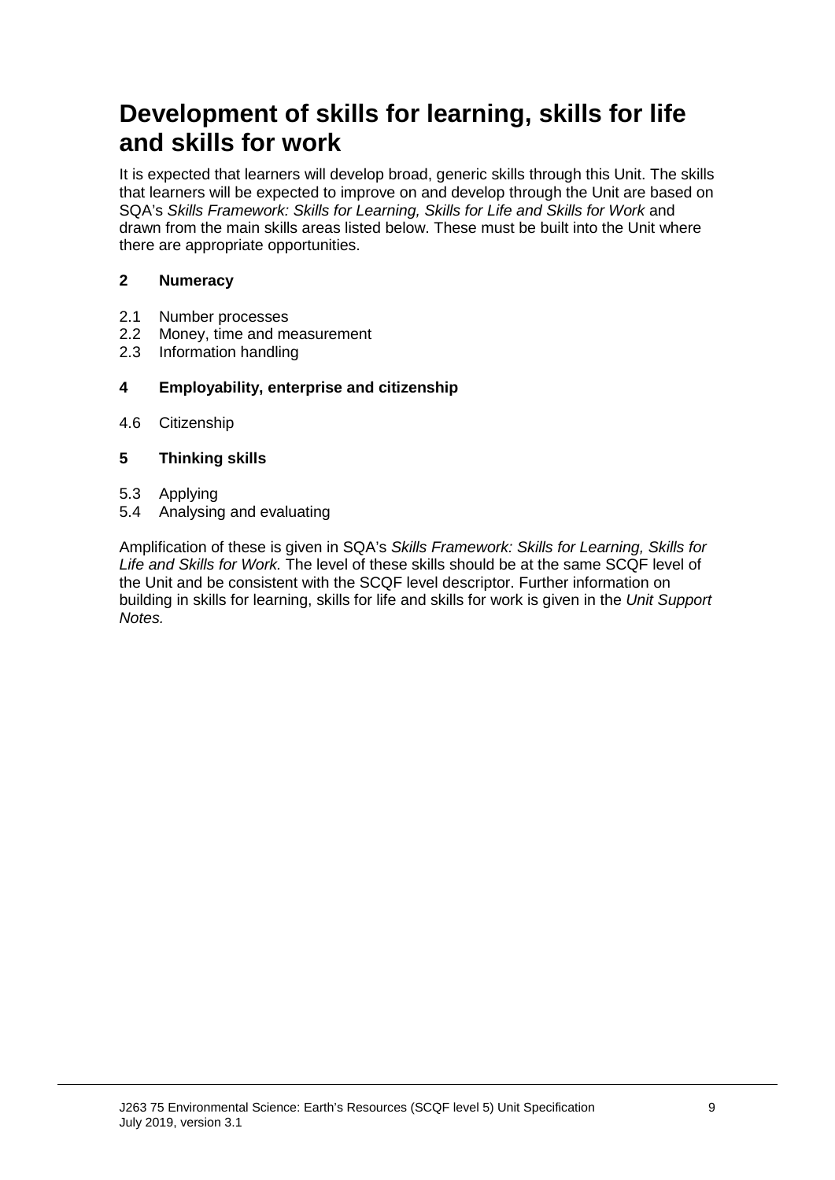# Development of skills for learning, skills for life and skills for work

It is expected that learners will develop broad, generic skills through this Unit. The skills that learners will be expected to improve on and develop through the Unit are based on SQA's *Skills Framework: Skills for Learning, Skills for Life and Skills for Work* and drawn from the main skills areas listed below. These must be built into the Unit where there are appropriate opportunities.

**2 Numeracy**

2.1 Number processes
2.2 Money, time and measurement
2.3 Information handling

**4 Employability, enterprise and citizenship**

4.6 Citizenship

**5 Thinking skills**

5.3 Applying
5.4 Analysing and evaluating

Amplification of these is given in SQA's *Skills Framework: Skills for Learning, Skills for Life and Skills for Work.* The level of these skills should be at the same SCQF level of the Unit and be consistent with the SCQF level descriptor. Further information on building in skills for learning, skills for life and skills for work is given in the *Unit Support Notes.*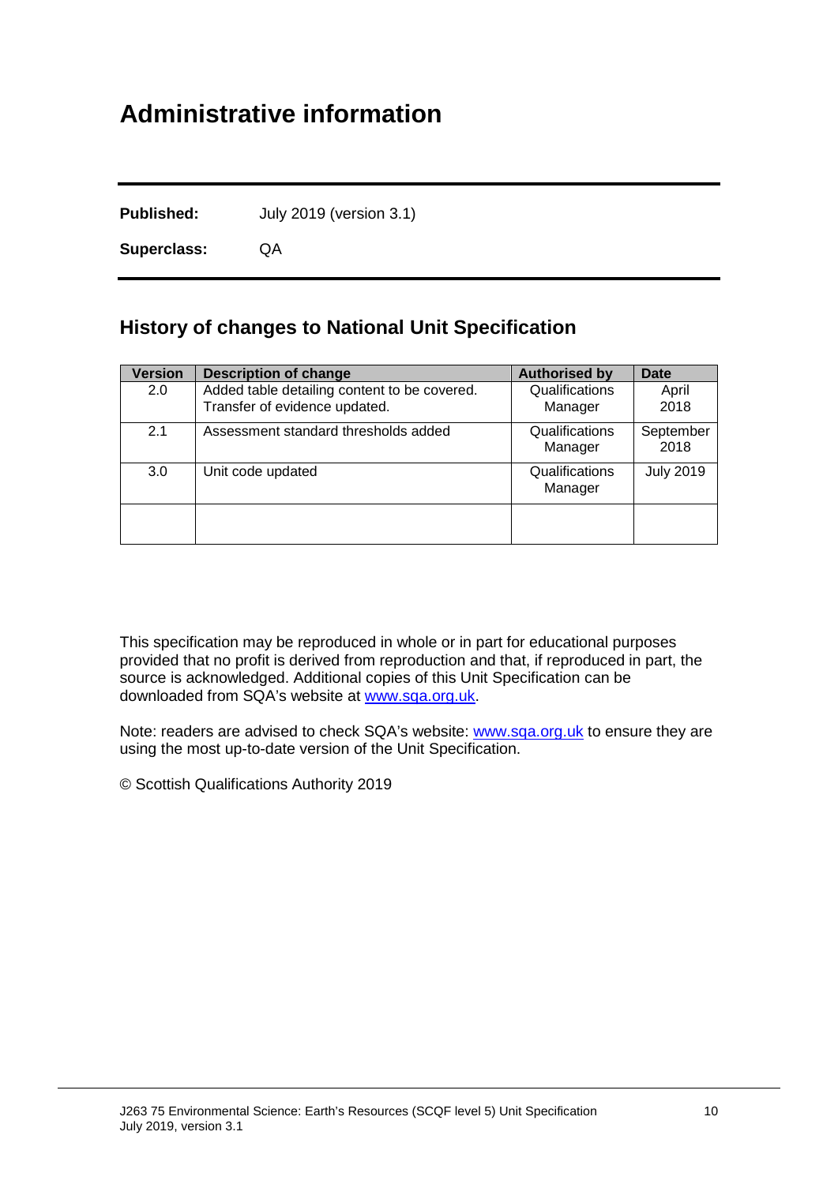# Administrative information

**Published:** July 2019 (version 3.1)

**Superclass:** QA

## History of changes to National Unit Specification

| Version | Description of change | Authorised by | Date |
|---|---|---|---|
| 2.0 | Added table detailing content to be covered. Transfer of evidence updated. | Qualifications Manager | April 2018 |
| 2.1 | Assessment standard thresholds added | Qualifications Manager | September 2018 |
| 3.0 | Unit code updated | Qualifications Manager | July 2019 |
| | | | |

This specification may be reproduced in whole or in part for educational purposes provided that no profit is derived from reproduction and that, if reproduced in part, the source is acknowledged. Additional copies of this Unit Specification can be downloaded from SQA's website at www.sqa.org.uk.

Note: readers are advised to check SQA's website: www.sqa.org.uk to ensure they are using the most up-to-date version of the Unit Specification.

© Scottish Qualifications Authority 2019